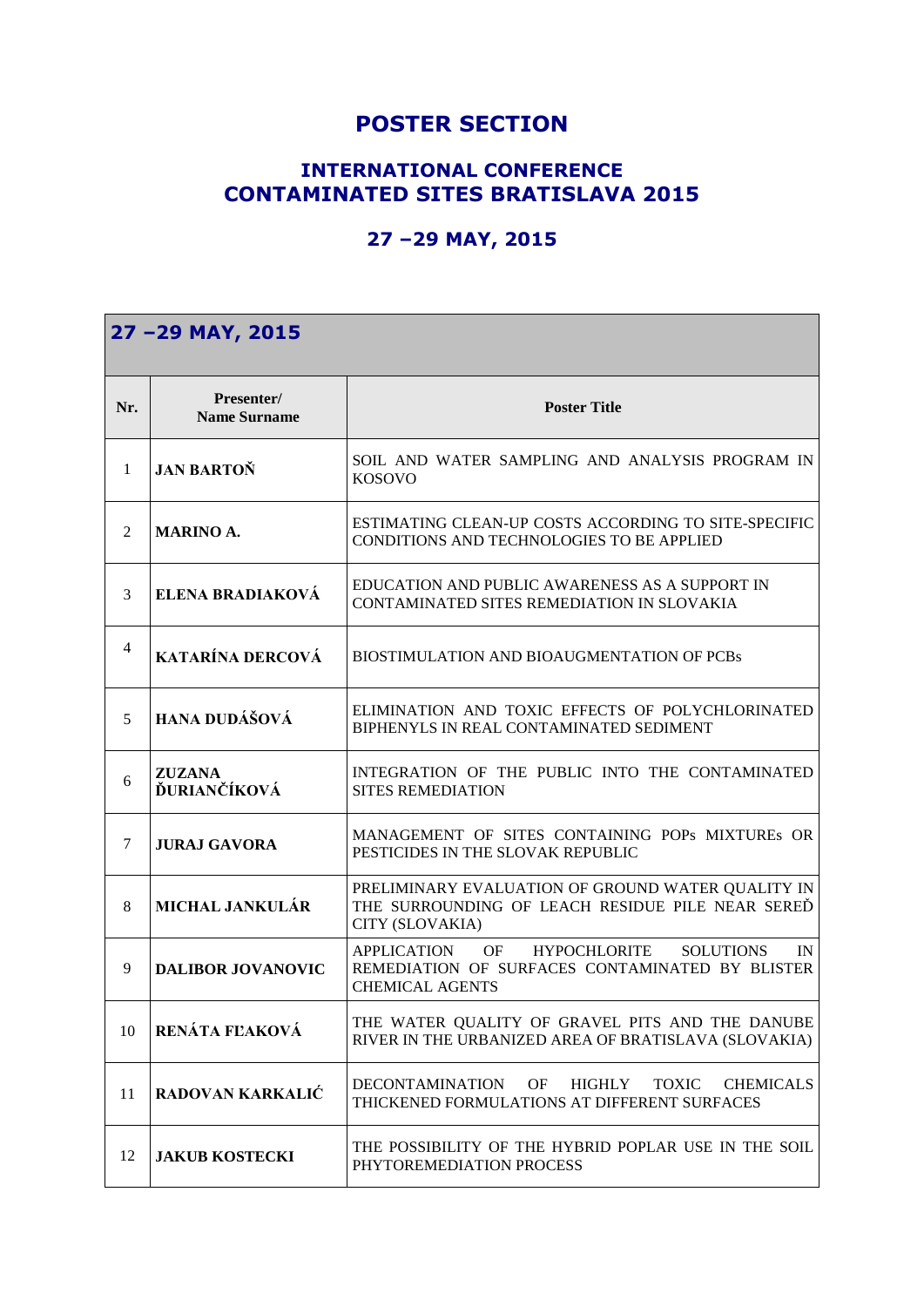# POSTER SECTION

## INTERNATIONAL CONFERENCE
## CONTAMINATED SITES BRATISLAVA 2015

### 27 –29 MAY, 2015

| 27 –29 MAY, 2015 | | |
|---|---|---|
| **Nr.** | **Presenter/ Name Surname** | **Poster Title** |
| 1 | **JAN BARTOŇ** | SOIL AND WATER SAMPLING AND ANALYSIS PROGRAM IN KOSOVO |
| 2 | **MARINO A.** | ESTIMATING CLEAN-UP COSTS ACCORDING TO SITE-SPECIFIC CONDITIONS AND TECHNOLOGIES TO BE APPLIED |
| 3 | **ELENA BRADIAKOVÁ** | EDUCATION AND PUBLIC AWARENESS AS A SUPPORT IN CONTAMINATED SITES REMEDIATION IN SLOVAKIA |
| 4 | **KATARÍNA DERCOVÁ** | BIOSTIMULATION AND BIOAUGMENTATION OF PCBs |
| 5 | **HANA DUDÁŠOVÁ** | ELIMINATION AND TOXIC EFFECTS OF POLYCHLORINATED BIPHENYLS IN REAL CONTAMINATED SEDIMENT |
| 6 | **ZUZANA ĎURIANČÍKOVÁ** | INTEGRATION OF THE PUBLIC INTO THE CONTAMINATED SITES REMEDIATION |
| 7 | **JURAJ GAVORA** | MANAGEMENT OF SITES CONTAINING POPs MIXTUREs OR PESTICIDES IN THE SLOVAK REPUBLIC |
| 8 | **MICHAL JANKULÁR** | PRELIMINARY EVALUATION OF GROUND WATER QUALITY IN THE SURROUNDING OF LEACH RESIDUE PILE NEAR SEREĎ CITY (SLOVAKIA) |
| 9 | **DALIBOR JOVANOVIC** | APPLICATION OF HYPOCHLORITE SOLUTIONS IN REMEDIATION OF SURFACES CONTAMINATED BY BLISTER CHEMICAL AGENTS |
| 10 | **RENÁTA FĽAKOVÁ** | THE WATER QUALITY OF GRAVEL PITS AND THE DANUBE RIVER IN THE URBANIZED AREA OF BRATISLAVA (SLOVAKIA) |
| 11 | **RADOVAN KARKALIĆ** | DECONTAMINATION OF HIGHLY TOXIC CHEMICALS THICKENED FORMULATIONS AT DIFFERENT SURFACES |
| 12 | **JAKUB KOSTECKI** | THE POSSIBILITY OF THE HYBRID POPLAR USE IN THE SOIL PHYTOREMEDIATION PROCESS |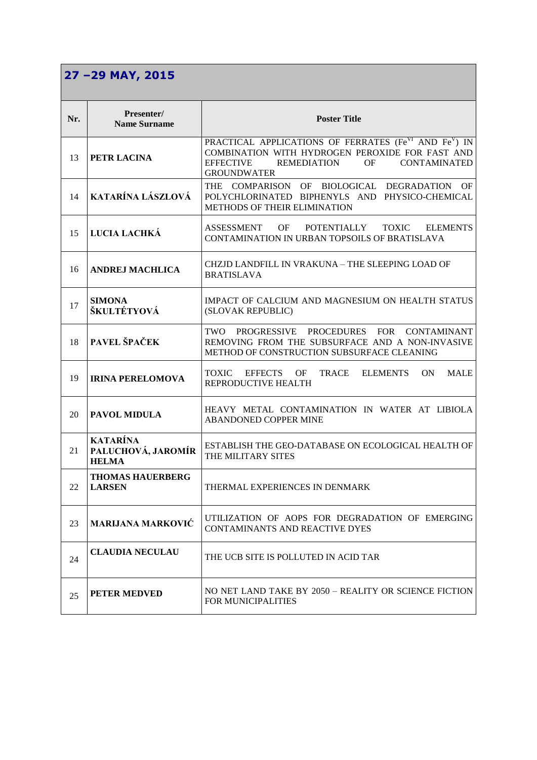## 27 –29 MAY, 2015

| Nr. | Presenter/ Name Surname | Poster Title |
|---|---|---|
| 13 | **PETR LACINA** | PRACTICAL APPLICATIONS OF FERRATES ($Fe^{VI}$ AND $Fe^{V}$) IN COMBINATION WITH HYDROGEN PEROXIDE FOR FAST AND EFFECTIVE REMEDIATION OF CONTAMINATED GROUNDWATER |
| 14 | **KATARÍNA LÁSZLOVÁ** | THE COMPARISON OF BIOLOGICAL DEGRADATION OF POLYCHLORINATED BIPHENYLS AND PHYSICO-CHEMICAL METHODS OF THEIR ELIMINATION |
| 15 | **LUCIA LACHKÁ** | ASSESSMENT OF POTENTIALLY TOXIC ELEMENTS CONTAMINATION IN URBAN TOPSOILS OF BRATISLAVA |
| 16 | **ANDREJ MACHLICA** | CHZJD LANDFILL IN VRAKUNA – THE SLEEPING LOAD OF BRATISLAVA |
| 17 | **SIMONA ŠKULTÉTYOVÁ** | IMPACT OF CALCIUM AND MAGNESIUM ON HEALTH STATUS (SLOVAK REPUBLIC) |
| 18 | **PAVEL ŠPAČEK** | TWO PROGRESSIVE PROCEDURES FOR CONTAMINANT REMOVING FROM THE SUBSURFACE AND A NON-INVASIVE METHOD OF CONSTRUCTION SUBSURFACE CLEANING |
| 19 | **IRINA PERELOMOVA** | TOXIC EFFECTS OF TRACE ELEMENTS ON MALE REPRODUCTIVE HEALTH |
| 20 | **PAVOL MIDULA** | HEAVY METAL CONTAMINATION IN WATER AT LIBIOLA ABANDONED COPPER MINE |
| 21 | **KATARÍNA PALUCHOVÁ, JAROMÍR HELMA** | ESTABLISH THE GEO-DATABASE ON ECOLOGICAL HEALTH OF THE MILITARY SITES |
| 22 | **THOMAS HAUERBERG LARSEN** | THERMAL EXPERIENCES IN DENMARK |
| 23 | **MARIJANA MARKOVIĆ** | UTILIZATION OF AOPS FOR DEGRADATION OF EMERGING CONTAMINANTS AND REACTIVE DYES |
| 24 | **CLAUDIA NECULAU** | THE UCB SITE IS POLLUTED IN ACID TAR |
| 25 | **PETER MEDVED** | NO NET LAND TAKE BY 2050 – REALITY OR SCIENCE FICTION FOR MUNICIPALITIES |